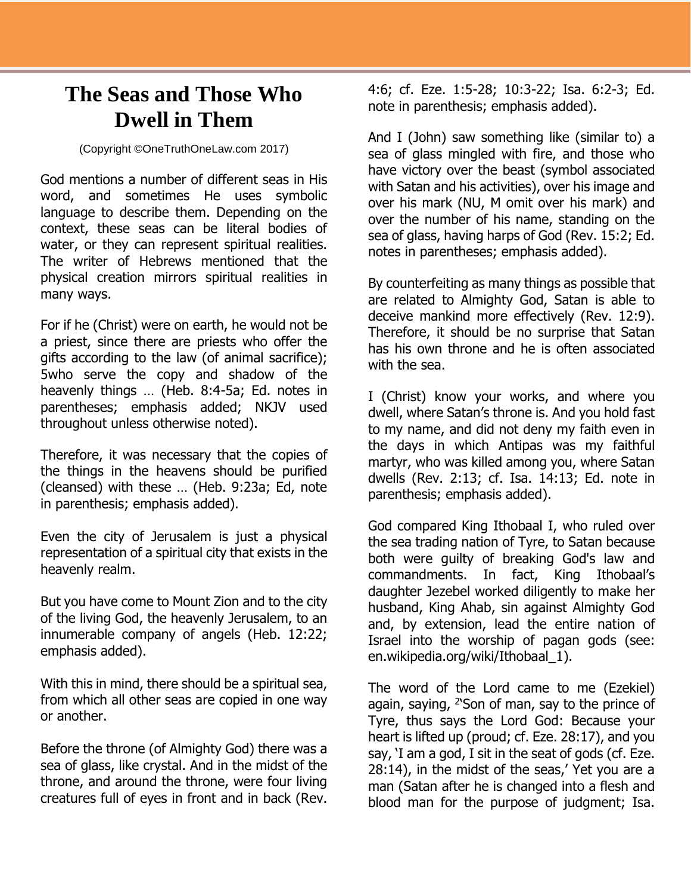# The Seas and Those Who Dwell in Them

(Copyright ©OneTruthOneLaw.com 2017)

God mentions a number of different seas in His word, and sometimes He uses symbolic language to describe them. Depending on the context, these seas can be literal bodies of water, or they can represent spiritual realities. The writer of Hebrews mentioned that the physical creation mirrors spiritual realities in many ways.

For if he (Christ) were on earth, he would not be a priest, since there are priests who offer the gifts according to the law (of animal sacrifice); 5who serve the copy and shadow of the heavenly things … (Heb. 8:4-5a; Ed. notes in parentheses; emphasis added; NKJV used throughout unless otherwise noted).

Therefore, it was necessary that the copies of the things in the heavens should be purified (cleansed) with these … (Heb. 9:23a; Ed, note in parenthesis; emphasis added).

Even the city of Jerusalem is just a physical representation of a spiritual city that exists in the heavenly realm.

But you have come to Mount Zion and to the city of the living God, the heavenly Jerusalem, to an innumerable company of angels (Heb. 12:22; emphasis added).

With this in mind, there should be a spiritual sea, from which all other seas are copied in one way or another.

Before the throne (of Almighty God) there was a sea of glass, like crystal. And in the midst of the throne, and around the throne, were four living creatures full of eyes in front and in back (Rev. 4:6; cf. Eze. 1:5-28; 10:3-22; Isa. 6:2-3; Ed. note in parenthesis; emphasis added).

And I (John) saw something like (similar to) a sea of glass mingled with fire, and those who have victory over the beast (symbol associated with Satan and his activities), over his image and over his mark (NU, M omit over his mark) and over the number of his name, standing on the sea of glass, having harps of God (Rev. 15:2; Ed. notes in parentheses; emphasis added).

By counterfeiting as many things as possible that are related to Almighty God, Satan is able to deceive mankind more effectively (Rev. 12:9). Therefore, it should be no surprise that Satan has his own throne and he is often associated with the sea.

I (Christ) know your works, and where you dwell, where Satan's throne is. And you hold fast to my name, and did not deny my faith even in the days in which Antipas was my faithful martyr, who was killed among you, where Satan dwells (Rev. 2:13; cf. Isa. 14:13; Ed. note in parenthesis; emphasis added).

God compared King Ithobaal I, who ruled over the sea trading nation of Tyre, to Satan because both were guilty of breaking God's law and commandments. In fact, King Ithobaal's daughter Jezebel worked diligently to make her husband, King Ahab, sin against Almighty God and, by extension, lead the entire nation of Israel into the worship of pagan gods (see: en.wikipedia.org/wiki/Ithobaal_1).

The word of the Lord came to me (Ezekiel) again, saying, [2]'Son of man, say to the prince of Tyre, thus says the Lord God: Because your heart is lifted up (proud; cf. Eze. 28:17), and you say, 'I am a god, I sit in the seat of gods (cf. Eze. 28:14), in the midst of the seas,' Yet you are a man (Satan after he is changed into a flesh and blood man for the purpose of judgment; Isa.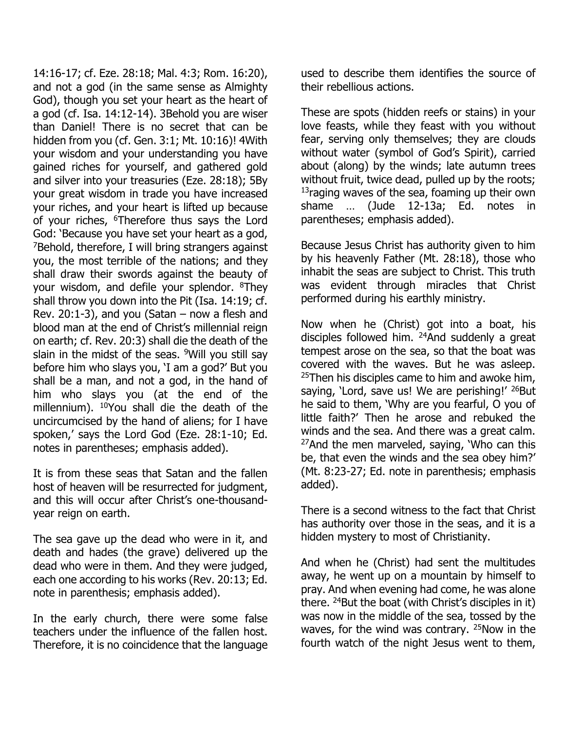14:16-17; cf. Eze. 28:18; Mal. 4:3; Rom. 16:20), and not a god (in the same sense as Almighty God), though you set your heart as the heart of a god (cf. Isa. 14:12-14). 3Behold you are wiser than Daniel! There is no secret that can be hidden from you (cf. Gen. 3:1; Mt. 10:16)! 4With your wisdom and your understanding you have gained riches for yourself, and gathered gold and silver into your treasuries (Eze. 28:18); 5By your great wisdom in trade you have increased your riches, and your heart is lifted up because of your riches, [6]Therefore thus says the Lord God: 'Because you have set your heart as a god, [7]Behold, therefore, I will bring strangers against you, the most terrible of the nations; and they shall draw their swords against the beauty of your wisdom, and defile your splendor. [8]They shall throw you down into the Pit (Isa. 14:19; cf. Rev. 20:1-3), and you (Satan – now a flesh and blood man at the end of Christ's millennial reign on earth; cf. Rev. 20:3) shall die the death of the slain in the midst of the seas. [9]Will you still say before him who slays you, 'I am a god?' But you shall be a man, and not a god, in the hand of him who slays you (at the end of the millennium). [10]You shall die the death of the uncircumcised by the hand of aliens; for I have spoken,' says the Lord God (Eze. 28:1-10; Ed. notes in parentheses; emphasis added).

It is from these seas that Satan and the fallen host of heaven will be resurrected for judgment, and this will occur after Christ's one-thousand-year reign on earth.

The sea gave up the dead who were in it, and death and hades (the grave) delivered up the dead who were in them. And they were judged, each one according to his works (Rev. 20:13; Ed. note in parenthesis; emphasis added).

In the early church, there were some false teachers under the influence of the fallen host. Therefore, it is no coincidence that the language used to describe them identifies the source of their rebellious actions.

These are spots (hidden reefs or stains) in your love feasts, while they feast with you without fear, serving only themselves; they are clouds without water (symbol of God's Spirit), carried about (along) by the winds; late autumn trees without fruit, twice dead, pulled up by the roots; [13]raging waves of the sea, foaming up their own shame … (Jude 12-13a; Ed. notes in parentheses; emphasis added).

Because Jesus Christ has authority given to him by his heavenly Father (Mt. 28:18), those who inhabit the seas are subject to Christ. This truth was evident through miracles that Christ performed during his earthly ministry.

Now when he (Christ) got into a boat, his disciples followed him. [24]And suddenly a great tempest arose on the sea, so that the boat was covered with the waves. But he was asleep. [25]Then his disciples came to him and awoke him, saying, 'Lord, save us! We are perishing!' [26]But he said to them, 'Why are you fearful, O you of little faith?' Then he arose and rebuked the winds and the sea. And there was a great calm. [27]And the men marveled, saying, 'Who can this be, that even the winds and the sea obey him?' (Mt. 8:23-27; Ed. note in parenthesis; emphasis added).

There is a second witness to the fact that Christ has authority over those in the seas, and it is a hidden mystery to most of Christianity.

And when he (Christ) had sent the multitudes away, he went up on a mountain by himself to pray. And when evening had come, he was alone there. [24]But the boat (with Christ's disciples in it) was now in the middle of the sea, tossed by the waves, for the wind was contrary. [25]Now in the fourth watch of the night Jesus went to them,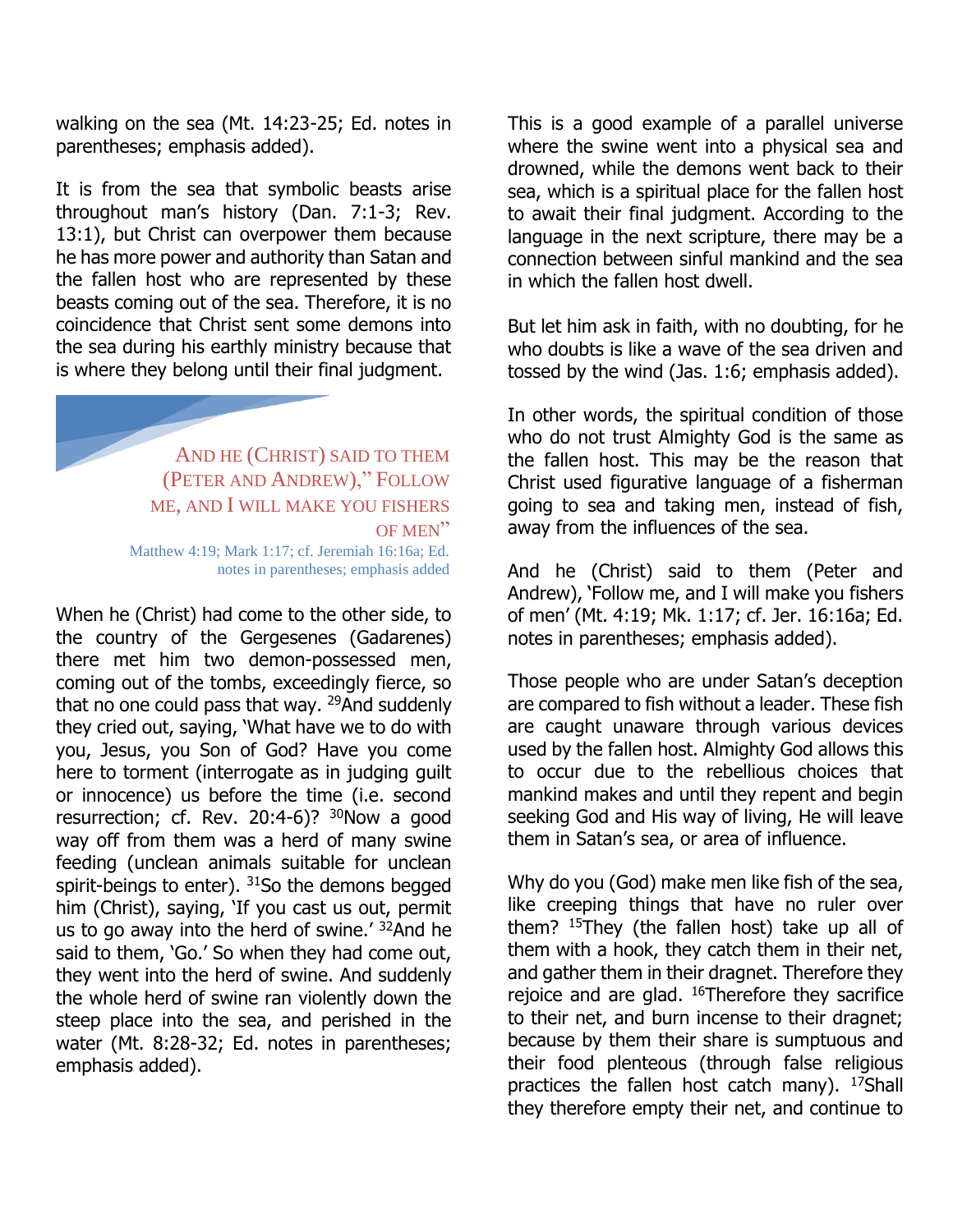walking on the sea (Mt. 14:23-25; Ed. notes in parentheses; emphasis added).

It is from the sea that symbolic beasts arise throughout man's history (Dan. 7:1-3; Rev. 13:1), but Christ can overpower them because he has more power and authority than Satan and the fallen host who are represented by these beasts coming out of the sea. Therefore, it is no coincidence that Christ sent some demons into the sea during his earthly ministry because that is where they belong until their final judgment.

> AND HE (CHRIST) SAID TO THEM (PETER AND ANDREW)," FOLLOW ME, AND I WILL MAKE YOU FISHERS OF MEN"
>
> Matthew 4:19; Mark 1:17; cf. Jeremiah 16:16a; Ed. notes in parentheses; emphasis added

When he (Christ) had come to the other side, to the country of the Gergesenes (Gadarenes) there met him two demon-possessed men, coming out of the tombs, exceedingly fierce, so that no one could pass that way. [29]And suddenly they cried out, saying, 'What have we to do with you, Jesus, you Son of God? Have you come here to torment (interrogate as in judging guilt or innocence) us before the time (i.e. second resurrection; cf. Rev. 20:4-6)? [30]Now a good way off from them was a herd of many swine feeding (unclean animals suitable for unclean spirit-beings to enter). [31]So the demons begged him (Christ), saying, 'If you cast us out, permit us to go away into the herd of swine.' [32]And he said to them, 'Go.' So when they had come out, they went into the herd of swine. And suddenly the whole herd of swine ran violently down the steep place into the sea, and perished in the water (Mt. 8:28-32; Ed. notes in parentheses; emphasis added).

This is a good example of a parallel universe where the swine went into a physical sea and drowned, while the demons went back to their sea, which is a spiritual place for the fallen host to await their final judgment. According to the language in the next scripture, there may be a connection between sinful mankind and the sea in which the fallen host dwell.

But let him ask in faith, with no doubting, for he who doubts is like a wave of the sea driven and tossed by the wind (Jas. 1:6; emphasis added).

In other words, the spiritual condition of those who do not trust Almighty God is the same as the fallen host. This may be the reason that Christ used figurative language of a fisherman going to sea and taking men, instead of fish, away from the influences of the sea.

And he (Christ) said to them (Peter and Andrew), 'Follow me, and I will make you fishers of men' (Mt. 4:19; Mk. 1:17; cf. Jer. 16:16a; Ed. notes in parentheses; emphasis added).

Those people who are under Satan's deception are compared to fish without a leader. These fish are caught unaware through various devices used by the fallen host. Almighty God allows this to occur due to the rebellious choices that mankind makes and until they repent and begin seeking God and His way of living, He will leave them in Satan's sea, or area of influence.

Why do you (God) make men like fish of the sea, like creeping things that have no ruler over them? [15]They (the fallen host) take up all of them with a hook, they catch them in their net, and gather them in their dragnet. Therefore they rejoice and are glad. [16]Therefore they sacrifice to their net, and burn incense to their dragnet; because by them their share is sumptuous and their food plenteous (through false religious practices the fallen host catch many). [17]Shall they therefore empty their net, and continue to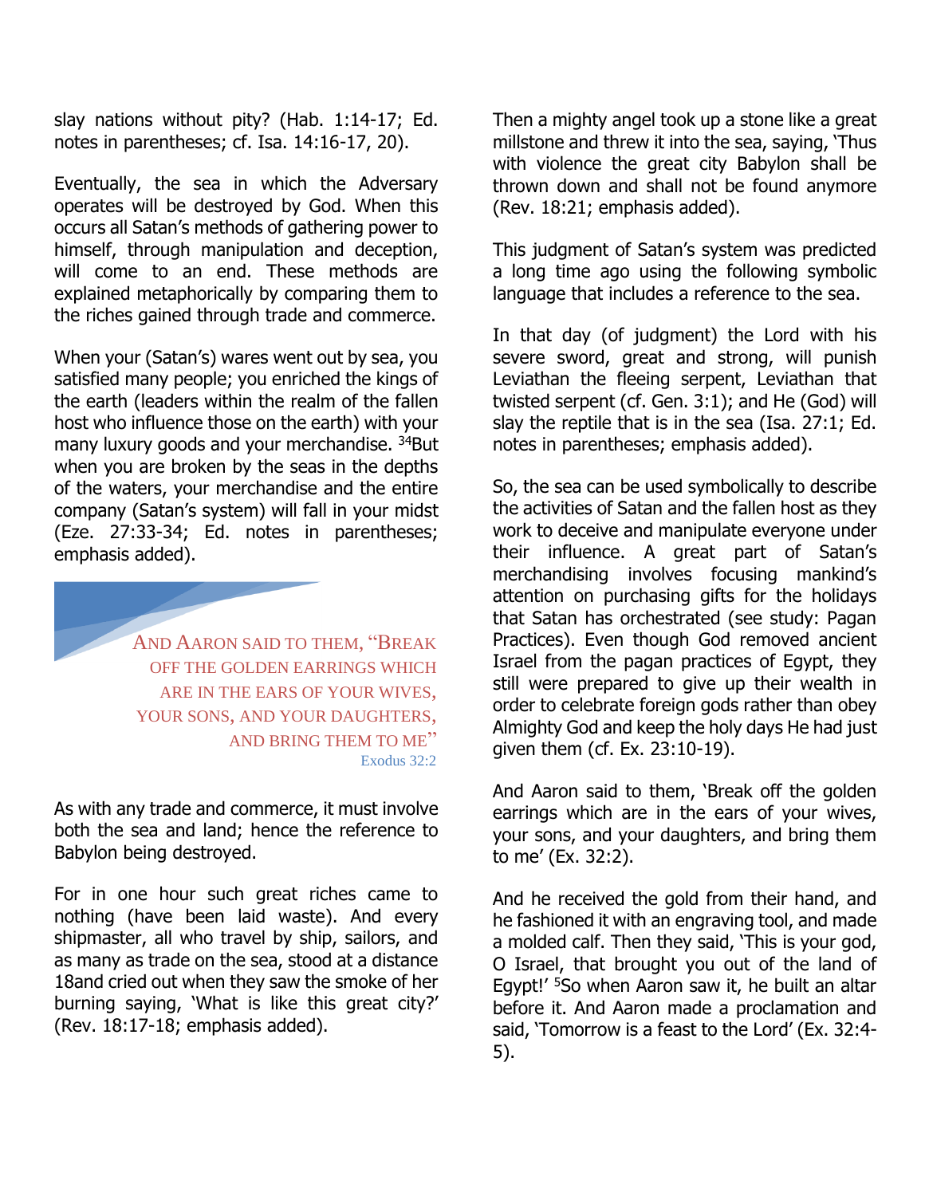slay nations without pity? (Hab. 1:14-17; Ed. notes in parentheses; cf. Isa. 14:16-17, 20).

Eventually, the sea in which the Adversary operates will be destroyed by God. When this occurs all Satan's methods of gathering power to himself, through manipulation and deception, will come to an end. These methods are explained metaphorically by comparing them to the riches gained through trade and commerce.

When your (Satan's) wares went out by sea, you satisfied many people; you enriched the kings of the earth (leaders within the realm of the fallen host who influence those on the earth) with your many luxury goods and your merchandise. [34]But when you are broken by the seas in the depths of the waters, your merchandise and the entire company (Satan's system) will fall in your midst (Eze. 27:33-34; Ed. notes in parentheses; emphasis added).

> AND AARON SAID TO THEM, "BREAK OFF THE GOLDEN EARRINGS WHICH ARE IN THE EARS OF YOUR WIVES, YOUR SONS, AND YOUR DAUGHTERS, AND BRING THEM TO ME"
> Exodus 32:2

As with any trade and commerce, it must involve both the sea and land; hence the reference to Babylon being destroyed.

For in one hour such great riches came to nothing (have been laid waste). And every shipmaster, all who travel by ship, sailors, and as many as trade on the sea, stood at a distance 18and cried out when they saw the smoke of her burning saying, 'What is like this great city?' (Rev. 18:17-18; emphasis added).

Then a mighty angel took up a stone like a great millstone and threw it into the sea, saying, 'Thus with violence the great city Babylon shall be thrown down and shall not be found anymore (Rev. 18:21; emphasis added).

This judgment of Satan's system was predicted a long time ago using the following symbolic language that includes a reference to the sea.

In that day (of judgment) the Lord with his severe sword, great and strong, will punish Leviathan the fleeing serpent, Leviathan that twisted serpent (cf. Gen. 3:1); and He (God) will slay the reptile that is in the sea (Isa. 27:1; Ed. notes in parentheses; emphasis added).

So, the sea can be used symbolically to describe the activities of Satan and the fallen host as they work to deceive and manipulate everyone under their influence. A great part of Satan's merchandising involves focusing mankind's attention on purchasing gifts for the holidays that Satan has orchestrated (see study: Pagan Practices). Even though God removed ancient Israel from the pagan practices of Egypt, they still were prepared to give up their wealth in order to celebrate foreign gods rather than obey Almighty God and keep the holy days He had just given them (cf. Ex. 23:10-19).

And Aaron said to them, 'Break off the golden earrings which are in the ears of your wives, your sons, and your daughters, and bring them to me' (Ex. 32:2).

And he received the gold from their hand, and he fashioned it with an engraving tool, and made a molded calf. Then they said, 'This is your god, O Israel, that brought you out of the land of Egypt!' [5]So when Aaron saw it, he built an altar before it. And Aaron made a proclamation and said, 'Tomorrow is a feast to the Lord' (Ex. 32:4-5).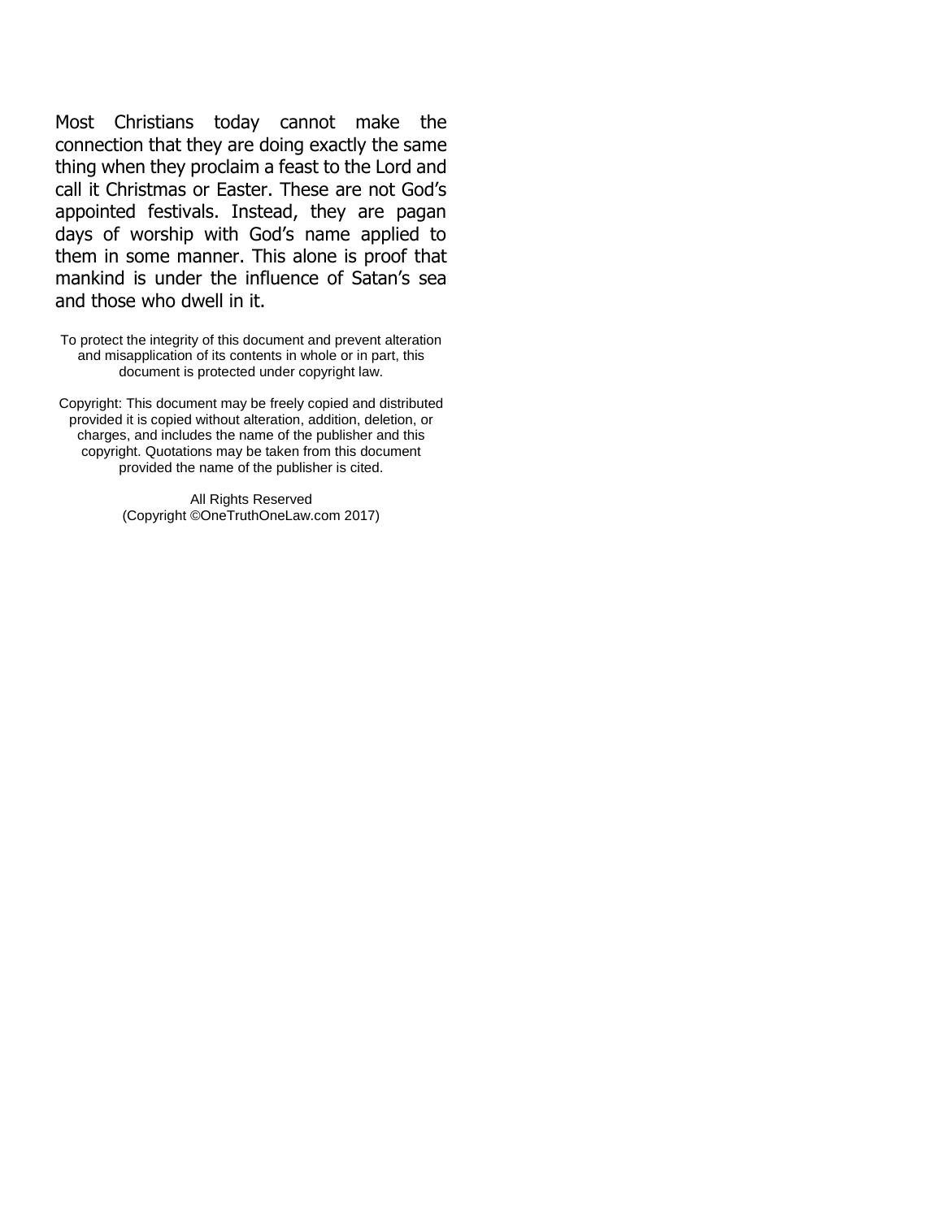Most Christians today cannot make the connection that they are doing exactly the same thing when they proclaim a feast to the Lord and call it Christmas or Easter. These are not God's appointed festivals. Instead, they are pagan days of worship with God's name applied to them in some manner. This alone is proof that mankind is under the influence of Satan's sea and those who dwell in it.

To protect the integrity of this document and prevent alteration and misapplication of its contents in whole or in part, this document is protected under copyright law.

Copyright: This document may be freely copied and distributed provided it is copied without alteration, addition, deletion, or charges, and includes the name of the publisher and this copyright. Quotations may be taken from this document provided the name of the publisher is cited.

All Rights Reserved
(Copyright ©OneTruthOneLaw.com 2017)